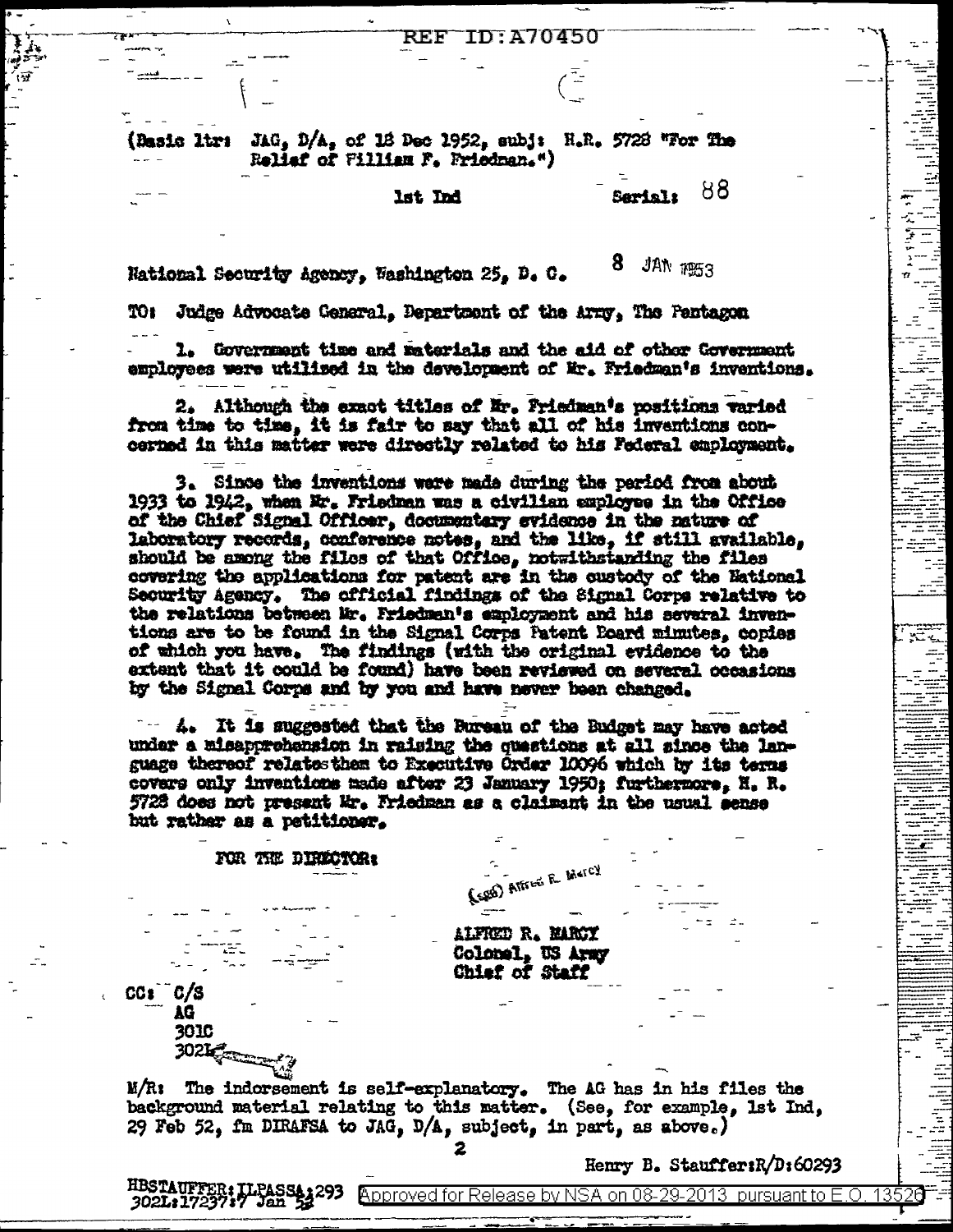REF ID:A70450

(Basic ltr: JAG, D/A, of 18 Dec 1952, subj: H.R. 5728 "For The Relief of William F. Friedman.")

1st Ind

Serial: 88

National Security Agency, Washington 25, D. C. 8 JAN 1953

TO: Judge Advocate General, Department of the Army, The Pentagon

1. Government time and materials and the aid of other Government employees were utilized in the development of Mr. Friedman's inventions.

2. Although the exact titles of Mr. Friedman's positions varied from time to time, it is fair to say that all of his inventions concerned in this matter were directly related to his Federal employment.

3. Since the inventions were made during the period from about 1933 to 1942, when Mr. Friedman was a civilian employee in the Office of the Chief Signal Officer, documentary evidence in the nature of laboratory records, conference notes, and the like, if still available, should be among the files of that Office, notwithstanding the files covering the applications for patent are in the custody of the National Security Agency. The official findings of the Signal Corps relative to the relations between Mr. Friedman's employment and his several inventions are to be found in the Signal Corps Patent Board minutes, copies of which you have. The findings (with the original evidence to the extent that it could be found) have been reviewed on several occasions by the Signal Corps and by you and have never been changed.

4. It is suggested that the Bureau of the Budget may have acted under a misapprehension in raising the questions at all since the language thereof relates them to Executive Order 10096 which by its terms covers only inventions made after 23 January 1950; furthermore, H. R. 5728 does not present Mr. Friedman as a claimant in the usual sense but rather as a petitioner.

FOR THE DIRECTOR:

(sgd) Alfred R. Marcy

ALFRED R. MARCY
Colonel, US Army
Chief of Staff

CC: C/S
AG
301C
302L

M/R: The indorsement is self-explanatory. The AG has in his files the background material relating to this matter. (See, for example, 1st Ind, 29 Feb 52, fm DIRAFSA to JAG, D/A, subject, in part, as above.)

Henry B. Stauffer:R/D:60293

HBSTAUFFER:ILPASSA:293
302L:17237:7 Jan 53

Approved for Release by NSA on 08-29-2013 pursuant to E.O. 13526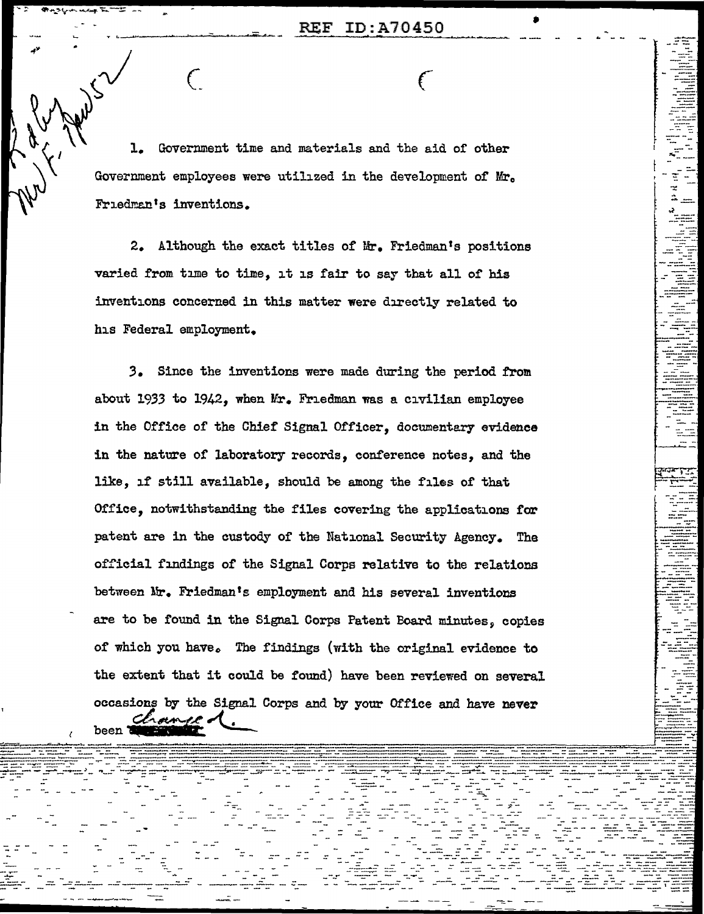1. Government time and materials and the aid of other Government employees were utilized in the development of Mr. Friedman's inventions.

2. Although the exact titles of Mr. Friedman's positions varied from time to time, it is fair to say that all of his inventions concerned in this matter were directly related to his Federal employment.

3. Since the inventions were made during the period from about 1933 to 1942, when Mr. Friedman was a civilian employee in the Office of the Chief Signal Officer, documentary evidence in the nature of laboratory records, conference notes, and the like, if still available, should be among the files of that Office, notwithstanding the files covering the applications for patent are in the custody of the National Security Agency. The official findings of the Signal Corps relative to the relations between Mr. Friedman's employment and his several inventions are to be found in the Signal Corps Patent Board minutes, copies of which you have. The findings (with the original evidence to the extent that it could be found) have been reviewed on several occasions by the Signal Corps and by your Office and have never been changed.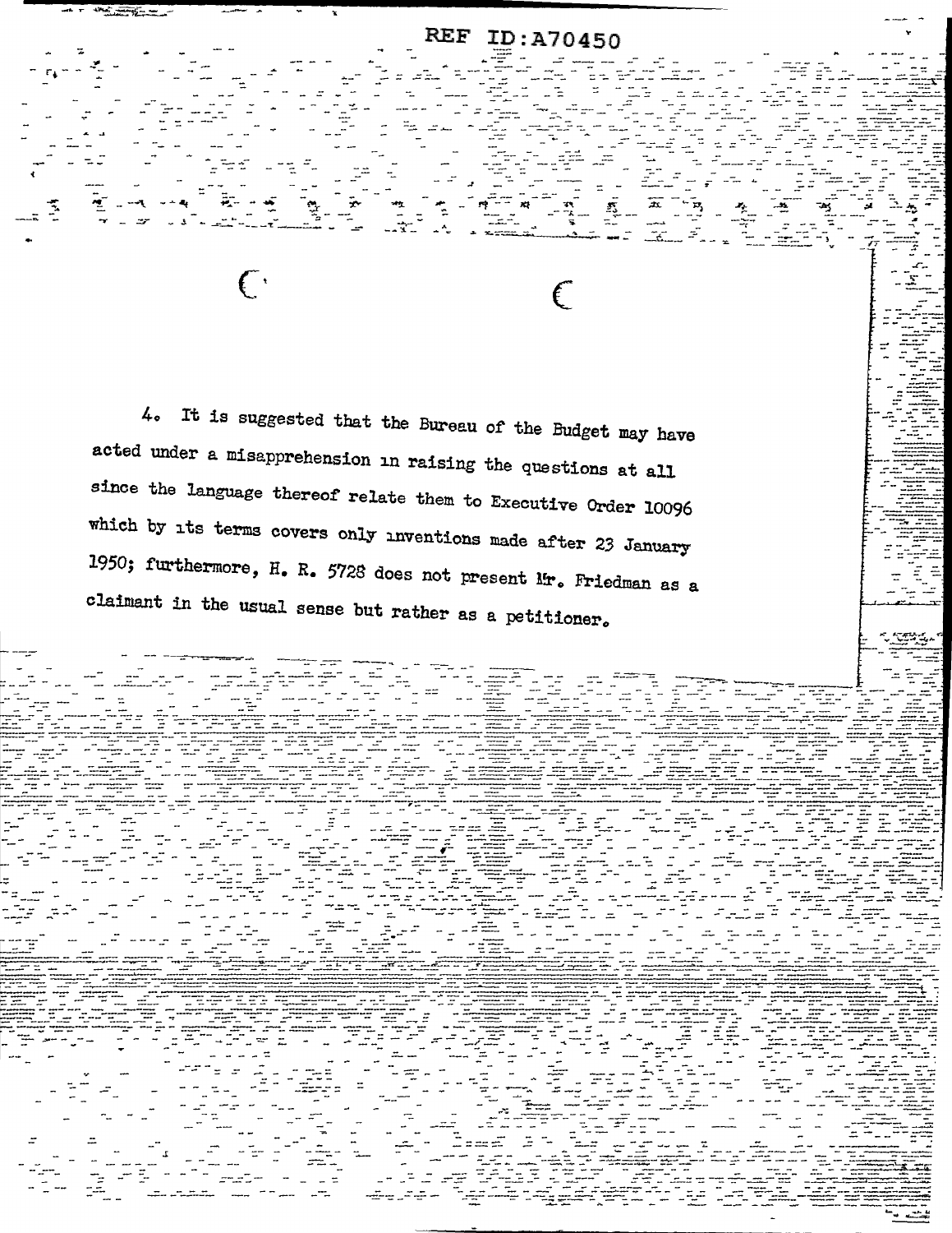4. It is suggested that the Bureau of the Budget may have acted under a misapprehension in raising the questions at all since the language thereof relate them to Executive Order 10096 which by its terms covers only inventions made after 23 January 1950; furthermore, H. R. 5728 does not present Mr. Friedman as a claimant in the usual sense but rather as a petitioner.